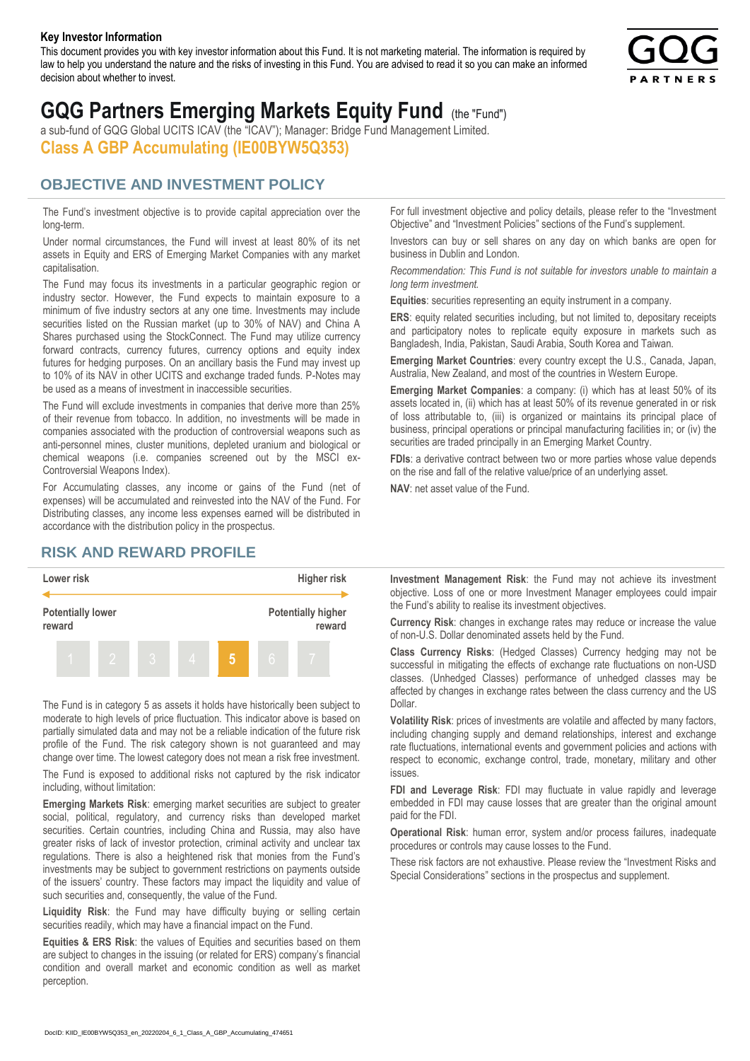**Key Investor Information**

This document provides you with key investor information about this Fund. It is not marketing material. The information is required by law to help you understand the nature and the risks of investing in this Fund. You are advised to read it so you can make an informed decision about whether to invest.

# GQG Partners Emerging Markets Equity Fund (the "Fund")

a sub-fund of GQG Global UCITS ICAV (the "ICAV"); Manager: Bridge Fund Management Limited.

## Class A GBP Accumulating (IE00BYW5Q353)

## OBJECTIVE AND INVESTMENT POLICY

The Fund's investment objective is to provide capital appreciation over the long-term.

Under normal circumstances, the Fund will invest at least 80% of its net assets in Equity and ERS of Emerging Market Companies with any market capitalisation.

The Fund may focus its investments in a particular geographic region or industry sector. However, the Fund expects to maintain exposure to a minimum of five industry sectors at any one time. Investments may include securities listed on the Russian market (up to 30% of NAV) and China A Shares purchased using the StockConnect. The Fund may utilize currency forward contracts, currency futures, currency options and equity index futures for hedging purposes. On an ancillary basis the Fund may invest up to 10% of its NAV in other UCITS and exchange traded funds. P-Notes may be used as a means of investment in inaccessible securities.

The Fund will exclude investments in companies that derive more than 25% of their revenue from tobacco. In addition, no investments will be made in companies associated with the production of controversial weapons such as anti-personnel mines, cluster munitions, depleted uranium and biological or chemical weapons (i.e. companies screened out by the MSCI ex-Controversial Weapons Index).

For Accumulating classes, any income or gains of the Fund (net of expenses) will be accumulated and reinvested into the NAV of the Fund. For Distributing classes, any income less expenses earned will be distributed in accordance with the distribution policy in the prospectus.

For full investment objective and policy details, please refer to the "Investment Objective" and "Investment Policies" sections of the Fund's supplement.

Investors can buy or sell shares on any day on which banks are open for business in Dublin and London.

*Recommendation: This Fund is not suitable for investors unable to maintain a long term investment.*

**Equities**: securities representing an equity instrument in a company.

**ERS**: equity related securities including, but not limited to, depositary receipts and participatory notes to replicate equity exposure in markets such as Bangladesh, India, Pakistan, Saudi Arabia, South Korea and Taiwan.

**Emerging Market Countries**: every country except the U.S., Canada, Japan, Australia, New Zealand, and most of the countries in Western Europe.

**Emerging Market Companies**: a company: (i) which has at least 50% of its assets located in, (ii) which has at least 50% of its revenue generated in or risk of loss attributable to, (iii) is organized or maintains its principal place of business, principal operations or principal manufacturing facilities in; or (iv) the securities are traded principally in an Emerging Market Country.

**FDIs**: a derivative contract between two or more parties whose value depends on the rise and fall of the relative value/price of an underlying asset.

**NAV**: net asset value of the Fund.

## RISK AND REWARD PROFILE

| Lower risk | | | | | | Higher risk |
|---|---|---|---|---|---|---|
| Potentially lower reward | | | | | | Potentially higher reward |
| 1 | 2 | 3 | 4 | **5** | 6 | 7 |

The Fund is in category 5 as assets it holds have historically been subject to moderate to high levels of price fluctuation. This indicator above is based on partially simulated data and may not be a reliable indication of the future risk profile of the Fund. The risk category shown is not guaranteed and may change over time. The lowest category does not mean a risk free investment.

The Fund is exposed to additional risks not captured by the risk indicator including, without limitation:

**Emerging Markets Risk**: emerging market securities are subject to greater social, political, regulatory, and currency risks than developed market securities. Certain countries, including China and Russia, may also have greater risks of lack of investor protection, criminal activity and unclear tax regulations. There is also a heightened risk that monies from the Fund's investments may be subject to government restrictions on payments outside of the issuers' country. These factors may impact the liquidity and value of such securities and, consequently, the value of the Fund.

**Liquidity Risk**: the Fund may have difficulty buying or selling certain securities readily, which may have a financial impact on the Fund.

**Equities & ERS Risk**: the values of Equities and securities based on them are subject to changes in the issuing (or related for ERS) company's financial condition and overall market and economic condition as well as market perception.

**Investment Management Risk**: the Fund may not achieve its investment objective. Loss of one or more Investment Manager employees could impair the Fund's ability to realise its investment objectives.

**Currency Risk**: changes in exchange rates may reduce or increase the value of non-U.S. Dollar denominated assets held by the Fund.

**Class Currency Risks**: (Hedged Classes) Currency hedging may not be successful in mitigating the effects of exchange rate fluctuations on non-USD classes. (Unhedged Classes) performance of unhedged classes may be affected by changes in exchange rates between the class currency and the US Dollar.

**Volatility Risk**: prices of investments are volatile and affected by many factors, including changing supply and demand relationships, interest and exchange rate fluctuations, international events and government policies and actions with respect to economic, exchange control, trade, monetary, military and other issues.

**FDI and Leverage Risk**: FDI may fluctuate in value rapidly and leverage embedded in FDI may cause losses that are greater than the original amount paid for the FDI.

**Operational Risk**: human error, system and/or process failures, inadequate procedures or controls may cause losses to the Fund.

These risk factors are not exhaustive. Please review the "Investment Risks and Special Considerations" sections in the prospectus and supplement.

DocID: KIID_IE00BYW5Q353_en_20220204_6_1_Class_A_GBP_Accumulating_474651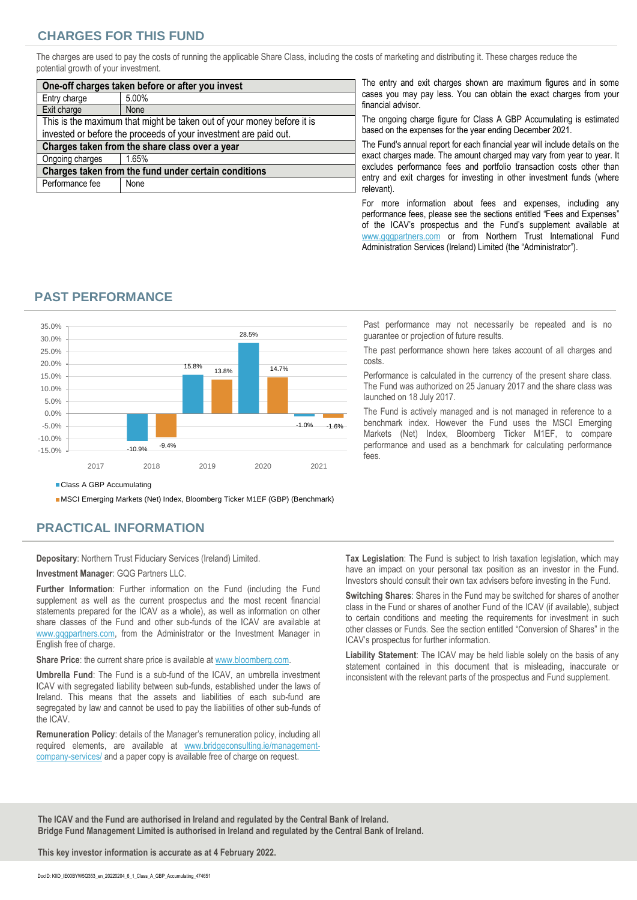## CHARGES FOR THIS FUND

The charges are used to pay the costs of running the applicable Share Class, including the costs of marketing and distributing it. These charges reduce the potential growth of your investment.

| One-off charges taken before or after you invest | |
|---|---|
| Entry charge | 5.00% |
| Exit charge | None |
| This is the maximum that might be taken out of your money before it is invested or before the proceeds of your investment are paid out. | |
| **Charges taken from the share class over a year** | |
| Ongoing charges | 1.65% |
| **Charges taken from the fund under certain conditions** | |
| Performance fee | None |

The entry and exit charges shown are maximum figures and in some cases you may pay less. You can obtain the exact charges from your financial advisor.

The ongoing charge figure for Class A GBP Accumulating is estimated based on the expenses for the year ending December 2021.

The Fund's annual report for each financial year will include details on the exact charges made. The amount charged may vary from year to year. It excludes performance fees and portfolio transaction costs other than entry and exit charges for investing in other investment funds (where relevant).

For more information about fees and expenses, including any performance fees, please see the sections entitled "Fees and Expenses" of the ICAV's prospectus and the Fund's supplement available at www.gqgpartners.com or from Northern Trust International Fund Administration Services (Ireland) Limited (the "Administrator").

## PAST PERFORMANCE

35.0%
30.0%
25.0%
20.0%
15.0%
10.0%
5.0%
0.0%
-5.0%
-10.0%
-15.0%

2017
2018: -10.9% -9.4%
2019: 15.8% 13.8%
2020: 28.5% 14.7%
2021: -1.0% -1.6%

Class A GBP Accumulating

MSCI Emerging Markets (Net) Index, Bloomberg Ticker M1EF (GBP) (Benchmark)

Past performance may not necessarily be repeated and is no guarantee or projection of future results.

The past performance shown here takes account of all charges and costs.

Performance is calculated in the currency of the present share class. The Fund was authorized on 25 January 2017 and the share class was launched on 18 July 2017.

The Fund is actively managed and is not managed in reference to a benchmark index. However the Fund uses the MSCI Emerging Markets (Net) Index, Bloomberg Ticker M1EF, to compare performance and used as a benchmark for calculating performance fees.

## PRACTICAL INFORMATION

**Depositary**: Northern Trust Fiduciary Services (Ireland) Limited.

**Investment Manager**: GQG Partners LLC.

**Further Information**: Further information on the Fund (including the Fund supplement as well as the current prospectus and the most recent financial statements prepared for the ICAV as a whole), as well as information on other share classes of the Fund and other sub-funds of the ICAV are available at www.gqgpartners.com, from the Administrator or the Investment Manager in English free of charge.

**Share Price**: the current share price is available at www.bloomberg.com.

**Umbrella Fund**: The Fund is a sub-fund of the ICAV, an umbrella investment ICAV with segregated liability between sub-funds, established under the laws of Ireland. This means that the assets and liabilities of each sub-fund are segregated by law and cannot be used to pay the liabilities of other sub-funds of the ICAV.

**Remuneration Policy**: details of the Manager's remuneration policy, including all required elements, are available at www.bridgeconsulting.ie/management-company-services/ and a paper copy is available free of charge on request.

**Tax Legislation**: The Fund is subject to Irish taxation legislation, which may have an impact on your personal tax position as an investor in the Fund. Investors should consult their own tax advisers before investing in the Fund.

**Switching Shares**: Shares in the Fund may be switched for shares of another class in the Fund or shares of another Fund of the ICAV (if available), subject to certain conditions and meeting the requirements for investment in such other classes or Funds. See the section entitled "Conversion of Shares" in the ICAV's prospectus for further information.

**Liability Statement**: The ICAV may be held liable solely on the basis of any statement contained in this document that is misleading, inaccurate or inconsistent with the relevant parts of the prospectus and Fund supplement.

**The ICAV and the Fund are authorised in Ireland and regulated by the Central Bank of Ireland.**
**Bridge Fund Management Limited is authorised in Ireland and regulated by the Central Bank of Ireland.**

**This key investor information is accurate as at 4 February 2022.**

DocID: KIID_IE00BYW5Q353_en_20220204_6_1_Class_A_GBP_Accumulating_474651